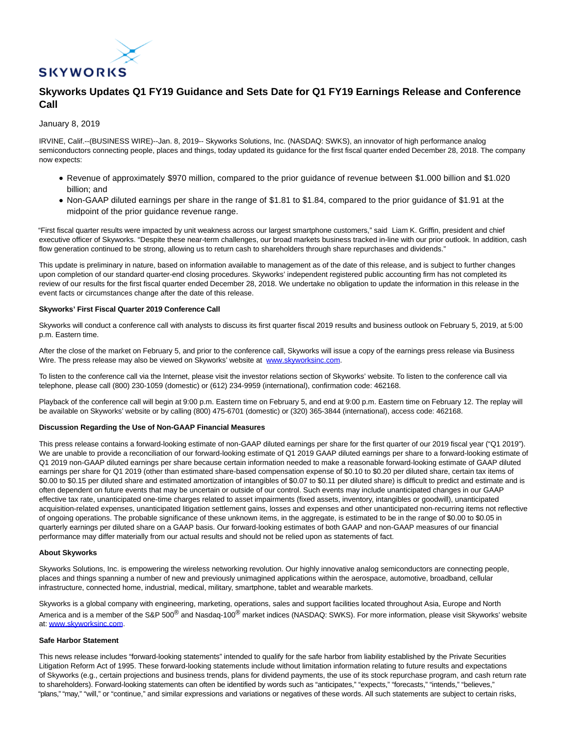SKYWORKS

# Skyworks Updates Q1 FY19 Guidance and Sets Date for Q1 FY19 Earnings Release and Conference Call

January 8, 2019

IRVINE, Calif.--(BUSINESS WIRE)--Jan. 8, 2019-- Skyworks Solutions, Inc. (NASDAQ: SWKS), an innovator of high performance analog semiconductors connecting people, places and things, today updated its guidance for the first fiscal quarter ended December 28, 2018. The company now expects:

- Revenue of approximately $970 million, compared to the prior guidance of revenue between $1.000 billion and $1.020 billion; and
- Non-GAAP diluted earnings per share in the range of $1.81 to $1.84, compared to the prior guidance of $1.91 at the midpoint of the prior guidance revenue range.

“First fiscal quarter results were impacted by unit weakness across our largest smartphone customers,” said Liam K. Griffin, president and chief executive officer of Skyworks. “Despite these near-term challenges, our broad markets business tracked in-line with our prior outlook. In addition, cash flow generation continued to be strong, allowing us to return cash to shareholders through share repurchases and dividends.”

This update is preliminary in nature, based on information available to management as of the date of this release, and is subject to further changes upon completion of our standard quarter-end closing procedures. Skyworks’ independent registered public accounting firm has not completed its review of our results for the first fiscal quarter ended December 28, 2018. We undertake no obligation to update the information in this release in the event facts or circumstances change after the date of this release.

**Skyworks’ First Fiscal Quarter 2019 Conference Call**

Skyworks will conduct a conference call with analysts to discuss its first quarter fiscal 2019 results and business outlook on February 5, 2019, at 5:00 p.m. Eastern time.

After the close of the market on February 5, and prior to the conference call, Skyworks will issue a copy of the earnings press release via Business Wire. The press release may also be viewed on Skyworks’ website at www.skyworksinc.com.

To listen to the conference call via the Internet, please visit the investor relations section of Skyworks’ website. To listen to the conference call via telephone, please call (800) 230-1059 (domestic) or (612) 234-9959 (international), confirmation code: 462168.

Playback of the conference call will begin at 9:00 p.m. Eastern time on February 5, and end at 9:00 p.m. Eastern time on February 12. The replay will be available on Skyworks’ website or by calling (800) 475-6701 (domestic) or (320) 365-3844 (international), access code: 462168.

**Discussion Regarding the Use of Non-GAAP Financial Measures**

This press release contains a forward-looking estimate of non-GAAP diluted earnings per share for the first quarter of our 2019 fiscal year (“Q1 2019”). We are unable to provide a reconciliation of our forward-looking estimate of Q1 2019 GAAP diluted earnings per share to a forward-looking estimate of Q1 2019 non-GAAP diluted earnings per share because certain information needed to make a reasonable forward-looking estimate of GAAP diluted earnings per share for Q1 2019 (other than estimated share-based compensation expense of $0.10 to $0.20 per diluted share, certain tax items of $0.00 to $0.15 per diluted share and estimated amortization of intangibles of $0.07 to $0.11 per diluted share) is difficult to predict and estimate and is often dependent on future events that may be uncertain or outside of our control. Such events may include unanticipated changes in our GAAP effective tax rate, unanticipated one-time charges related to asset impairments (fixed assets, inventory, intangibles or goodwill), unanticipated acquisition-related expenses, unanticipated litigation settlement gains, losses and expenses and other unanticipated non-recurring items not reflective of ongoing operations. The probable significance of these unknown items, in the aggregate, is estimated to be in the range of $0.00 to $0.05 in quarterly earnings per diluted share on a GAAP basis. Our forward-looking estimates of both GAAP and non-GAAP measures of our financial performance may differ materially from our actual results and should not be relied upon as statements of fact.

**About Skyworks**

Skyworks Solutions, Inc. is empowering the wireless networking revolution. Our highly innovative analog semiconductors are connecting people, places and things spanning a number of new and previously unimagined applications within the aerospace, automotive, broadband, cellular infrastructure, connected home, industrial, medical, military, smartphone, tablet and wearable markets.

Skyworks is a global company with engineering, marketing, operations, sales and support facilities located throughout Asia, Europe and North America and is a member of the S&P 500® and Nasdaq-100® market indices (NASDAQ: SWKS). For more information, please visit Skyworks’ website at: www.skyworksinc.com.

**Safe Harbor Statement**

This news release includes “forward-looking statements” intended to qualify for the safe harbor from liability established by the Private Securities Litigation Reform Act of 1995. These forward-looking statements include without limitation information relating to future results and expectations of Skyworks (e.g., certain projections and business trends, plans for dividend payments, the use of its stock repurchase program, and cash return rate to shareholders). Forward-looking statements can often be identified by words such as “anticipates,” “expects,” “forecasts,” “intends,” “believes,” “plans,” “may,” “will,” or “continue,” and similar expressions and variations or negatives of these words. All such statements are subject to certain risks,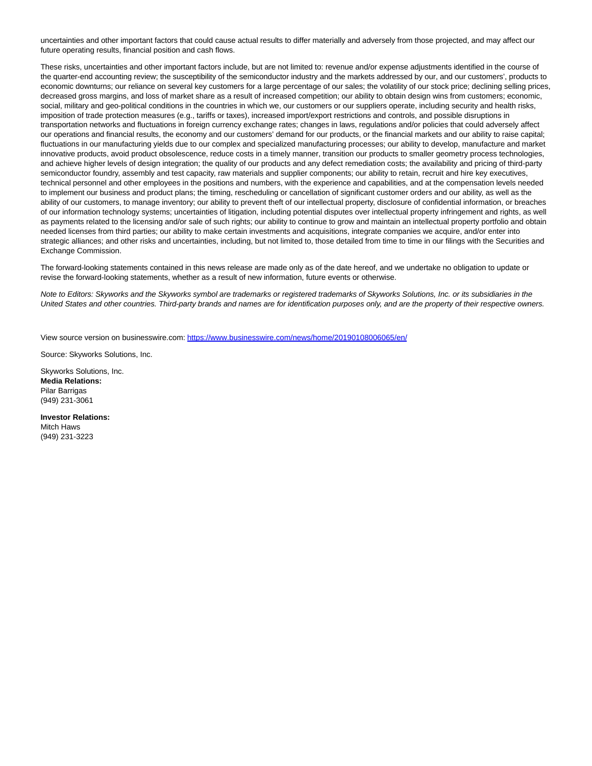uncertainties and other important factors that could cause actual results to differ materially and adversely from those projected, and may affect our future operating results, financial position and cash flows.

These risks, uncertainties and other important factors include, but are not limited to: revenue and/or expense adjustments identified in the course of the quarter-end accounting review; the susceptibility of the semiconductor industry and the markets addressed by our, and our customers', products to economic downturns; our reliance on several key customers for a large percentage of our sales; the volatility of our stock price; declining selling prices, decreased gross margins, and loss of market share as a result of increased competition; our ability to obtain design wins from customers; economic, social, military and geo-political conditions in the countries in which we, our customers or our suppliers operate, including security and health risks, imposition of trade protection measures (e.g., tariffs or taxes), increased import/export restrictions and controls, and possible disruptions in transportation networks and fluctuations in foreign currency exchange rates; changes in laws, regulations and/or policies that could adversely affect our operations and financial results, the economy and our customers' demand for our products, or the financial markets and our ability to raise capital; fluctuations in our manufacturing yields due to our complex and specialized manufacturing processes; our ability to develop, manufacture and market innovative products, avoid product obsolescence, reduce costs in a timely manner, transition our products to smaller geometry process technologies, and achieve higher levels of design integration; the quality of our products and any defect remediation costs; the availability and pricing of third-party semiconductor foundry, assembly and test capacity, raw materials and supplier components; our ability to retain, recruit and hire key executives, technical personnel and other employees in the positions and numbers, with the experience and capabilities, and at the compensation levels needed to implement our business and product plans; the timing, rescheduling or cancellation of significant customer orders and our ability, as well as the ability of our customers, to manage inventory; our ability to prevent theft of our intellectual property, disclosure of confidential information, or breaches of our information technology systems; uncertainties of litigation, including potential disputes over intellectual property infringement and rights, as well as payments related to the licensing and/or sale of such rights; our ability to continue to grow and maintain an intellectual property portfolio and obtain needed licenses from third parties; our ability to make certain investments and acquisitions, integrate companies we acquire, and/or enter into strategic alliances; and other risks and uncertainties, including, but not limited to, those detailed from time to time in our filings with the Securities and Exchange Commission.

The forward-looking statements contained in this news release are made only as of the date hereof, and we undertake no obligation to update or revise the forward-looking statements, whether as a result of new information, future events or otherwise.

*Note to Editors: Skyworks and the Skyworks symbol are trademarks or registered trademarks of Skyworks Solutions, Inc. or its subsidiaries in the United States and other countries. Third-party brands and names are for identification purposes only, and are the property of their respective owners.*

View source version on businesswire.com: [https://www.businesswire.com/news/home/20190108006065/en/](https://www.businesswire.com/news/home/20190108006065/en/)

Source: Skyworks Solutions, Inc.

Skyworks Solutions, Inc.
**Media Relations:**
Pilar Barrigas
(949) 231-3061

**Investor Relations:**
Mitch Haws
(949) 231-3223